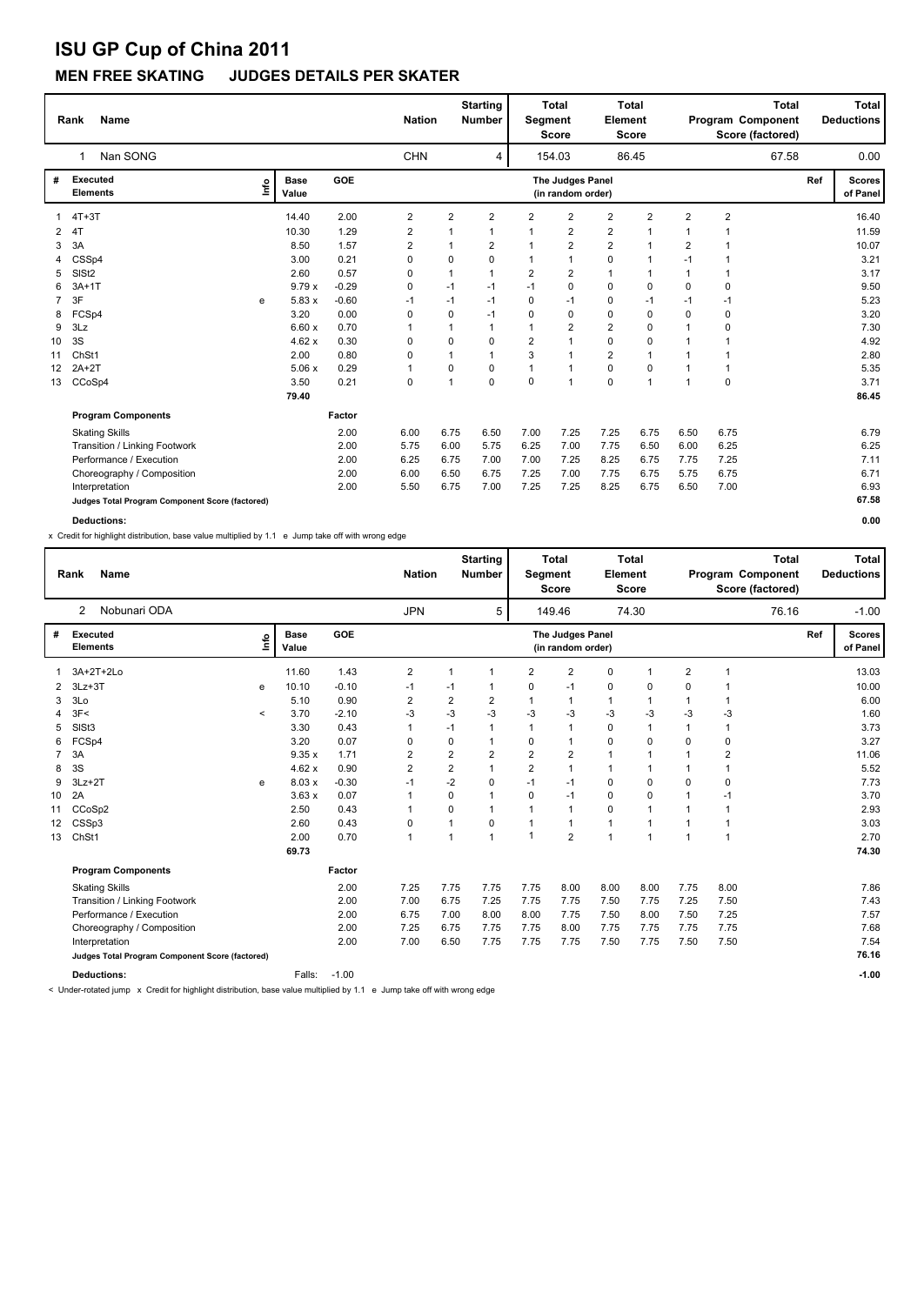# ISU GP Cup of China 2011

## MEN FREE SKATING JUDGES DETAILS PER SKATER

| Rank | Name | Nation | Starting Number | Total Segment Score | Total Element Score | Total Program Component Score (factored) | Total Deductions |
|---|---|---|---|---|---|---|---|
| 1 | Nan SONG | CHN | 4 | 154.03 | 86.45 | 67.58 | 0.00 |

| # | Executed Elements | Info | Base Value | GOE | J1 | J2 | J3 | J4 | J5 | J6 | J7 | J8 | J9 | Ref | Scores of Panel |
|---|---|---|---|---|---|---|---|---|---|---|---|---|---|---|---|
| 1 | 4T+3T | | 14.40 | 2.00 | 2 | 2 | 2 | 2 | 2 | 2 | 2 | 2 | 2 | | 16.40 |
| 2 | 4T | | 10.30 | 1.29 | 2 | 1 | 1 | 1 | 2 | 2 | 1 | 1 | 1 | | 11.59 |
| 3 | 3A | | 8.50 | 1.57 | 2 | 1 | 2 | 1 | 2 | 2 | 1 | 2 | 1 | | 10.07 |
| 4 | CSSp4 | | 3.00 | 0.21 | 0 | 0 | 0 | 1 | 1 | 0 | 1 | -1 | 1 | | 3.21 |
| 5 | SlSt2 | | 2.60 | 0.57 | 0 | 1 | 1 | 2 | 2 | 1 | 1 | 1 | 1 | | 3.17 |
| 6 | 3A+1T | | 9.79 x | -0.29 | 0 | -1 | -1 | -1 | 0 | 0 | 0 | 0 | 0 | | 9.50 |
| 7 | 3F | e | 5.83 x | -0.60 | -1 | -1 | -1 | 0 | -1 | 0 | -1 | -1 | -1 | | 5.23 |
| 8 | FCSp4 | | 3.20 | 0.00 | 0 | 0 | -1 | 0 | 0 | 0 | 0 | 0 | 0 | | 3.20 |
| 9 | 3Lz | | 6.60 x | 0.70 | 1 | 1 | 1 | 1 | 2 | 2 | 0 | 1 | 0 | | 7.30 |
| 10 | 3S | | 4.62 x | 0.30 | 0 | 0 | 0 | 2 | 1 | 0 | 0 | 1 | 1 | | 4.92 |
| 11 | ChSt1 | | 2.00 | 0.80 | 0 | 1 | 1 | 3 | 1 | 2 | 1 | 1 | 1 | | 2.80 |
| 12 | 2A+2T | | 5.06 x | 0.29 | 1 | 0 | 0 | 1 | 1 | 0 | 0 | 1 | 1 | | 5.35 |
| 13 | CCoSp4 | | 3.50 | 0.21 | 0 | 1 | 0 | 0 | 1 | 0 | 1 | 1 | 0 | | 3.71 |
| | | | 79.40 | | | | | | | | | | | | 86.45 |

| Program Components | Factor | J1 | J2 | J3 | J4 | J5 | J6 | J7 | J8 | J9 | Scores of Panel |
|---|---|---|---|---|---|---|---|---|---|---|---|
| Skating Skills | 2.00 | 6.00 | 6.75 | 6.50 | 7.00 | 7.25 | 7.25 | 6.75 | 6.50 | 6.75 | 6.79 |
| Transition / Linking Footwork | 2.00 | 5.75 | 6.00 | 5.75 | 6.25 | 7.00 | 7.75 | 6.50 | 6.00 | 6.25 | 6.25 |
| Performance / Execution | 2.00 | 6.25 | 6.75 | 7.00 | 7.00 | 7.25 | 8.25 | 6.75 | 7.75 | 7.25 | 7.11 |
| Choreography / Composition | 2.00 | 6.00 | 6.50 | 6.75 | 7.25 | 7.00 | 7.75 | 6.75 | 5.75 | 6.75 | 6.71 |
| Interpretation | 2.00 | 5.50 | 6.75 | 7.00 | 7.25 | 7.25 | 8.25 | 6.75 | 6.50 | 7.00 | 6.93 |
| Judges Total Program Component Score (factored) | | | | | | | | | | | 67.58 |

**Deductions:** 0.00

x Credit for highlight distribution, base value multiplied by 1.1 e Jump take off with wrong edge

| Rank | Name | Nation | Starting Number | Total Segment Score | Total Element Score | Total Program Component Score (factored) | Total Deductions |
|---|---|---|---|---|---|---|---|
| 2 | Nobunari ODA | JPN | 5 | 149.46 | 74.30 | 76.16 | -1.00 |

| # | Executed Elements | Info | Base Value | GOE | J1 | J2 | J3 | J4 | J5 | J6 | J7 | J8 | J9 | Ref | Scores of Panel |
|---|---|---|---|---|---|---|---|---|---|---|---|---|---|---|---|
| 1 | 3A+2T+2Lo | | 11.60 | 1.43 | 2 | 1 | 1 | 2 | 2 | 0 | 1 | 2 | 1 | | 13.03 |
| 2 | 3Lz+3T | e | 10.10 | -0.10 | -1 | -1 | 1 | 0 | -1 | 0 | 0 | 0 | 1 | | 10.00 |
| 3 | 3Lo | | 5.10 | 0.90 | 2 | 2 | 2 | 1 | 1 | 1 | 1 | 1 | 1 | | 6.00 |
| 4 | 3F< | < | 3.70 | -2.10 | -3 | -3 | -3 | -3 | -3 | -3 | -3 | -3 | -3 | | 1.60 |
| 5 | SlSt3 | | 3.30 | 0.43 | 1 | -1 | 1 | 1 | 1 | 0 | 1 | 1 | 1 | | 3.73 |
| 6 | FCSp4 | | 3.20 | 0.07 | 0 | 0 | 1 | 0 | 1 | 0 | 0 | 0 | 0 | | 3.27 |
| 7 | 3A | | 9.35 x | 1.71 | 2 | 2 | 2 | 2 | 2 | 1 | 1 | 1 | 2 | | 11.06 |
| 8 | 3S | | 4.62 x | 0.90 | 2 | 2 | 1 | 2 | 1 | 1 | 1 | 1 | 1 | | 5.52 |
| 9 | 3Lz+2T | e | 8.03 x | -0.30 | -1 | -2 | 0 | -1 | -1 | 0 | 0 | 0 | 0 | | 7.73 |
| 10 | 2A | | 3.63 x | 0.07 | 1 | 0 | 1 | 0 | -1 | 0 | 0 | 1 | -1 | | 3.70 |
| 11 | CCoSp2 | | 2.50 | 0.43 | 1 | 0 | 1 | 1 | 1 | 0 | 1 | 1 | 1 | | 2.93 |
| 12 | CSSp3 | | 2.60 | 0.43 | 0 | 1 | 0 | 1 | 1 | 1 | 1 | 1 | 1 | | 3.03 |
| 13 | ChSt1 | | 2.00 | 0.70 | 1 | 1 | 1 | 1 | 2 | 1 | 1 | 1 | 1 | | 2.70 |
| | | | 69.73 | | | | | | | | | | | | 74.30 |

| Program Components | Factor | J1 | J2 | J3 | J4 | J5 | J6 | J7 | J8 | J9 | Scores of Panel |
|---|---|---|---|---|---|---|---|---|---|---|---|
| Skating Skills | 2.00 | 7.25 | 7.75 | 7.75 | 7.75 | 8.00 | 8.00 | 8.00 | 7.75 | 8.00 | 7.86 |
| Transition / Linking Footwork | 2.00 | 7.00 | 6.75 | 7.25 | 7.75 | 7.75 | 7.50 | 7.75 | 7.25 | 7.50 | 7.43 |
| Performance / Execution | 2.00 | 6.75 | 7.00 | 8.00 | 8.00 | 7.75 | 7.50 | 8.00 | 7.50 | 7.25 | 7.57 |
| Choreography / Composition | 2.00 | 7.25 | 6.75 | 7.75 | 7.75 | 8.00 | 7.75 | 7.75 | 7.75 | 7.75 | 7.68 |
| Interpretation | 2.00 | 7.00 | 6.50 | 7.75 | 7.75 | 7.75 | 7.50 | 7.75 | 7.50 | 7.50 | 7.54 |
| Judges Total Program Component Score (factored) | | | | | | | | | | | 76.16 |

**Deductions:** Falls: -1.00 -1.00

< Under-rotated jump x Credit for highlight distribution, base value multiplied by 1.1 e Jump take off with wrong edge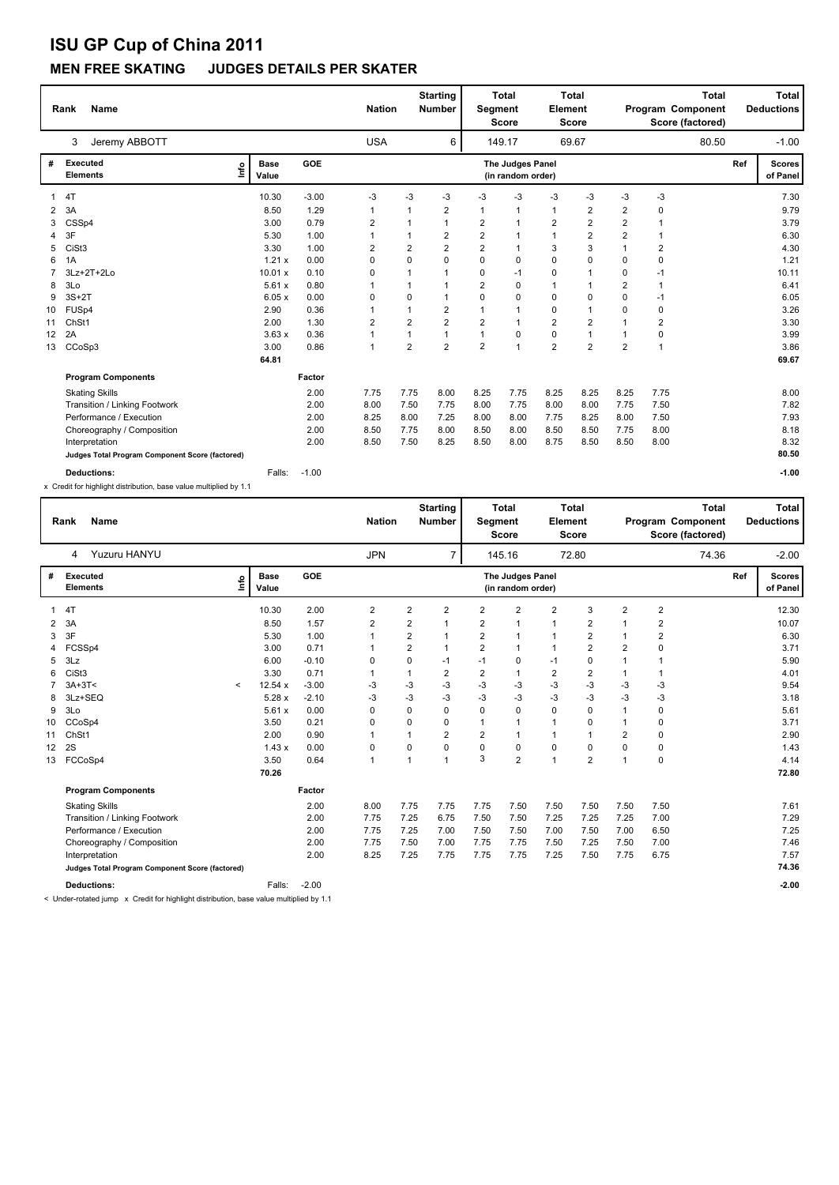# ISU GP Cup of China 2011

## MEN FREE SKATING JUDGES DETAILS PER SKATER

| Rank | Name | Nation | Starting Number | Total Segment Score | Total Element Score | Total Program Component Score (factored) | Total Deductions |
|---|---|---|---|---|---|---|---|
| 3 | Jeremy ABBOTT | USA | 6 | 149.17 | 69.67 | 80.50 | -1.00 |

| # | Executed Elements | Info | Base Value | GOE | J1 | J2 | J3 | J4 | J5 | J6 | J7 | J8 | J9 | Ref | Scores of Panel |
|---|---|---|---|---|---|---|---|---|---|---|---|---|---|---|---|
| 1 | 4T | | 10.30 | -3.00 | -3 | -3 | -3 | -3 | -3 | -3 | -3 | -3 | -3 | | 7.30 |
| 2 | 3A | | 8.50 | 1.29 | 1 | 1 | 2 | 1 | 1 | 1 | 2 | 2 | 0 | | 9.79 |
| 3 | CSSp4 | | 3.00 | 0.79 | 2 | 1 | 1 | 2 | 1 | 2 | 2 | 2 | 1 | | 3.79 |
| 4 | 3F | | 5.30 | 1.00 | 1 | 1 | 2 | 2 | 1 | 1 | 2 | 2 | 1 | | 6.30 |
| 5 | CiSt3 | | 3.30 | 1.00 | 2 | 2 | 2 | 2 | 1 | 3 | 3 | 1 | 2 | | 4.30 |
| 6 | 1A | | 1.21 x | 0.00 | 0 | 0 | 0 | 0 | 0 | 0 | 0 | 0 | 0 | | 1.21 |
| 7 | 3Lz+2T+2Lo | | 10.01 x | 0.10 | 0 | 1 | 1 | 0 | -1 | 0 | 1 | 0 | -1 | | 10.11 |
| 8 | 3Lo | | 5.61 x | 0.80 | 1 | 1 | 1 | 2 | 0 | 1 | 1 | 2 | 1 | | 6.41 |
| 9 | 3S+2T | | 6.05 x | 0.00 | 0 | 0 | 1 | 0 | 0 | 0 | 0 | 0 | -1 | | 6.05 |
| 10 | FUSp4 | | 2.90 | 0.36 | 1 | 1 | 2 | 1 | 1 | 0 | 1 | 0 | 0 | | 3.26 |
| 11 | ChSt1 | | 2.00 | 1.30 | 2 | 2 | 2 | 2 | 1 | 2 | 2 | 1 | 2 | | 3.30 |
| 12 | 2A | | 3.63 x | 0.36 | 1 | 1 | 1 | 1 | 0 | 0 | 1 | 1 | 0 | | 3.99 |
| 13 | CCoSp3 | | 3.00 | 0.86 | 1 | 2 | 2 | 2 | 1 | 2 | 2 | 2 | 1 | | 3.86 |
| | | | 64.81 | | | | | | | | | | | | 69.67 |

| Program Components | Factor | J1 | J2 | J3 | J4 | J5 | J6 | J7 | J8 | J9 | Scores of Panel |
|---|---|---|---|---|---|---|---|---|---|---|---|
| Skating Skills | 2.00 | 7.75 | 7.75 | 8.00 | 8.25 | 7.75 | 8.25 | 8.25 | 8.25 | 7.75 | 8.00 |
| Transition / Linking Footwork | 2.00 | 8.00 | 7.50 | 7.75 | 8.00 | 7.75 | 8.00 | 8.00 | 7.75 | 7.50 | 7.82 |
| Performance / Execution | 2.00 | 8.25 | 8.00 | 7.25 | 8.00 | 8.00 | 7.75 | 8.25 | 8.00 | 7.50 | 7.93 |
| Choreography / Composition | 2.00 | 8.50 | 7.75 | 8.00 | 8.50 | 8.00 | 8.50 | 8.50 | 7.75 | 8.00 | 8.18 |
| Interpretation | 2.00 | 8.50 | 7.50 | 8.25 | 8.50 | 8.00 | 8.75 | 8.50 | 8.50 | 8.00 | 8.32 |
| Judges Total Program Component Score (factored) | | | | | | | | | | | 80.50 |

**Deductions:** Falls: -1.00 **-1.00**

x Credit for highlight distribution, base value multiplied by 1.1

| Rank | Name | Nation | Starting Number | Total Segment Score | Total Element Score | Total Program Component Score (factored) | Total Deductions |
|---|---|---|---|---|---|---|---|
| 4 | Yuzuru HANYU | JPN | 7 | 145.16 | 72.80 | 74.36 | -2.00 |

| # | Executed Elements | Info | Base Value | GOE | J1 | J2 | J3 | J4 | J5 | J6 | J7 | J8 | J9 | Ref | Scores of Panel |
|---|---|---|---|---|---|---|---|---|---|---|---|---|---|---|---|
| 1 | 4T | | 10.30 | 2.00 | 2 | 2 | 2 | 2 | 2 | 2 | 3 | 2 | 2 | | 12.30 |
| 2 | 3A | | 8.50 | 1.57 | 2 | 2 | 1 | 2 | 1 | 1 | 2 | 1 | 2 | | 10.07 |
| 3 | 3F | | 5.30 | 1.00 | 1 | 2 | 1 | 2 | 1 | 1 | 2 | 1 | 2 | | 6.30 |
| 4 | FCSSp4 | | 3.00 | 0.71 | 1 | 2 | 1 | 2 | 1 | 1 | 2 | 2 | 0 | | 3.71 |
| 5 | 3Lz | | 6.00 | -0.10 | 0 | 0 | -1 | -1 | 0 | -1 | 0 | 1 | 1 | | 5.90 |
| 6 | CiSt3 | | 3.30 | 0.71 | 1 | 1 | 2 | 2 | 1 | 2 | 2 | 1 | 1 | | 4.01 |
| 7 | 3A+3T< | < | 12.54 x | -3.00 | -3 | -3 | -3 | -3 | -3 | -3 | -3 | -3 | -3 | | 9.54 |
| 8 | 3Lz+SEQ | | 5.28 x | -2.10 | -3 | -3 | -3 | -3 | -3 | -3 | -3 | -3 | -3 | | 3.18 |
| 9 | 3Lo | | 5.61 x | 0.00 | 0 | 0 | 0 | 0 | 0 | 0 | 0 | 1 | 0 | | 5.61 |
| 10 | CCoSp4 | | 3.50 | 0.21 | 0 | 0 | 0 | 1 | 1 | 1 | 0 | 1 | 0 | | 3.71 |
| 11 | ChSt1 | | 2.00 | 0.90 | 1 | 1 | 2 | 2 | 1 | 1 | 1 | 2 | 0 | | 2.90 |
| 12 | 2S | | 1.43 x | 0.00 | 0 | 0 | 0 | 0 | 0 | 0 | 0 | 0 | 0 | | 1.43 |
| 13 | FCCoSp4 | | 3.50 | 0.64 | 1 | 1 | 1 | 3 | 2 | 1 | 2 | 1 | 0 | | 4.14 |
| | | | 70.26 | | | | | | | | | | | | 72.80 |

| Program Components | Factor | J1 | J2 | J3 | J4 | J5 | J6 | J7 | J8 | J9 | Scores of Panel |
|---|---|---|---|---|---|---|---|---|---|---|---|
| Skating Skills | 2.00 | 8.00 | 7.75 | 7.75 | 7.75 | 7.50 | 7.50 | 7.50 | 7.50 | 7.50 | 7.61 |
| Transition / Linking Footwork | 2.00 | 7.75 | 7.25 | 6.75 | 7.50 | 7.50 | 7.25 | 7.25 | 7.25 | 7.00 | 7.29 |
| Performance / Execution | 2.00 | 7.75 | 7.25 | 7.00 | 7.50 | 7.50 | 7.00 | 7.50 | 7.00 | 6.50 | 7.25 |
| Choreography / Composition | 2.00 | 7.75 | 7.50 | 7.00 | 7.75 | 7.75 | 7.50 | 7.25 | 7.50 | 7.00 | 7.46 |
| Interpretation | 2.00 | 8.25 | 7.25 | 7.75 | 7.75 | 7.75 | 7.25 | 7.50 | 7.75 | 6.75 | 7.57 |
| Judges Total Program Component Score (factored) | | | | | | | | | | | 74.36 |

**Deductions:** Falls: -2.00 **-2.00**

< Under-rotated jump x Credit for highlight distribution, base value multiplied by 1.1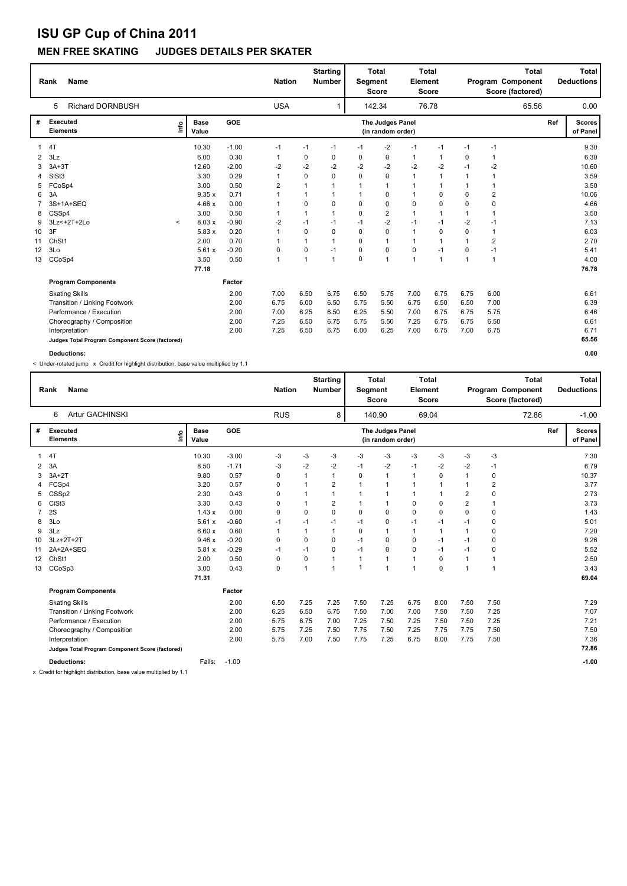# ISU GP Cup of China 2011

## MEN FREE SKATING JUDGES DETAILS PER SKATER

| Rank | Name | Nation | Starting Number | Total Segment Score | Total Element Score | Total Program Component Score (factored) | Total Deductions |
|---|---|---|---|---|---|---|---|
| 5 | Richard DORNBUSH | USA | 1 | 142.34 | 76.78 | 65.56 | 0.00 |

| # | Executed Elements | Info | Base Value | GOE | J1 | J2 | J3 | J4 | J5 | J6 | J7 | J8 | J9 | Ref | Scores of Panel |
|---|---|---|---|---|---|---|---|---|---|---|---|---|---|---|---|
| 1 | 4T | | 10.30 | -1.00 | -1 | -1 | -1 | -1 | -2 | -1 | -1 | -1 | -1 | | 9.30 |
| 2 | 3Lz | | 6.00 | 0.30 | 1 | 0 | 0 | 0 | 0 | 1 | 1 | 0 | 1 | | 6.30 |
| 3 | 3A+3T | | 12.60 | -2.00 | -2 | -2 | -2 | -2 | -2 | -2 | -2 | -1 | -2 | | 10.60 |
| 4 | SlSt3 | | 3.30 | 0.29 | 1 | 0 | 0 | 0 | 0 | 1 | 1 | 1 | 1 | | 3.59 |
| 5 | FCoSp4 | | 3.00 | 0.50 | 2 | 1 | 1 | 1 | 1 | 1 | 1 | 1 | 1 | | 3.50 |
| 6 | 3A | | 9.35 x | 0.71 | 1 | 1 | 1 | 1 | 0 | 1 | 0 | 0 | 2 | | 10.06 |
| 7 | 3S+1A+SEQ | | 4.66 x | 0.00 | 1 | 0 | 0 | 0 | 0 | 0 | 0 | 0 | 0 | | 4.66 |
| 8 | CSSp4 | | 3.00 | 0.50 | 1 | 1 | 1 | 0 | 2 | 1 | 1 | 1 | 1 | | 3.50 |
| 9 | 3Lz<+2T+2Lo | < | 8.03 x | -0.90 | -2 | -1 | -1 | -1 | -2 | -1 | -1 | -2 | -1 | | 7.13 |
| 10 | 3F | | 5.83 x | 0.20 | 1 | 0 | 0 | 0 | 0 | 1 | 0 | 0 | 1 | | 6.03 |
| 11 | ChSt1 | | 2.00 | 0.70 | 1 | 1 | 1 | 0 | 1 | 1 | 1 | 1 | 2 | | 2.70 |
| 12 | 3Lo | | 5.61 x | -0.20 | 0 | 0 | -1 | 0 | 0 | 0 | -1 | 0 | -1 | | 5.41 |
| 13 | CCoSp4 | | 3.50 | 0.50 | 1 | 1 | 1 | 0 | 1 | 1 | 1 | 1 | 1 | | 4.00 |
| | | | 77.18 | | | | | | | | | | | | 76.78 |

| Program Components | Factor | J1 | J2 | J3 | J4 | J5 | J6 | J7 | J8 | J9 | Ref | Scores of Panel |
|---|---|---|---|---|---|---|---|---|---|---|---|---|
| Skating Skills | 2.00 | 7.00 | 6.50 | 6.75 | 6.50 | 5.75 | 7.00 | 6.75 | 6.75 | 6.00 | | 6.61 |
| Transition / Linking Footwork | 2.00 | 6.75 | 6.00 | 6.50 | 5.75 | 5.50 | 6.75 | 6.50 | 6.50 | 7.00 | | 6.39 |
| Performance / Execution | 2.00 | 7.00 | 6.25 | 6.50 | 6.25 | 5.50 | 7.00 | 6.75 | 6.75 | 5.75 | | 6.46 |
| Choreography / Composition | 2.00 | 7.25 | 6.50 | 6.75 | 5.75 | 5.50 | 7.25 | 6.75 | 6.75 | 6.50 | | 6.61 |
| Interpretation | 2.00 | 7.25 | 6.50 | 6.75 | 6.00 | 6.25 | 7.00 | 6.75 | 7.00 | 6.75 | | 6.71 |
| Judges Total Program Component Score (factored) | | | | | | | | | | | | 65.56 |

**Deductions:** 0.00

< Under-rotated jump x Credit for highlight distribution, base value multiplied by 1.1

| Rank | Name | Nation | Starting Number | Total Segment Score | Total Element Score | Total Program Component Score (factored) | Total Deductions |
|---|---|---|---|---|---|---|---|
| 6 | Artur GACHINSKI | RUS | 8 | 140.90 | 69.04 | 72.86 | -1.00 |

| # | Executed Elements | Info | Base Value | GOE | J1 | J2 | J3 | J4 | J5 | J6 | J7 | J8 | J9 | Ref | Scores of Panel |
|---|---|---|---|---|---|---|---|---|---|---|---|---|---|---|---|
| 1 | 4T | | 10.30 | -3.00 | -3 | -3 | -3 | -3 | -3 | -3 | -3 | -3 | -3 | | 7.30 |
| 2 | 3A | | 8.50 | -1.71 | -3 | -2 | -2 | -1 | -2 | -1 | -2 | -2 | -1 | | 6.79 |
| 3 | 3A+2T | | 9.80 | 0.57 | 0 | 1 | 1 | 0 | 1 | 1 | 0 | 1 | 0 | | 10.37 |
| 4 | FCSp4 | | 3.20 | 0.57 | 0 | 1 | 2 | 1 | 1 | 1 | 1 | 1 | 2 | | 3.77 |
| 5 | CSSp2 | | 2.30 | 0.43 | 0 | 1 | 1 | 1 | 1 | 1 | 1 | 2 | 0 | | 2.73 |
| 6 | CiSt3 | | 3.30 | 0.43 | 0 | 1 | 2 | 1 | 1 | 0 | 0 | 2 | 1 | | 3.73 |
| 7 | 2S | | 1.43 x | 0.00 | 0 | 0 | 0 | 0 | 0 | 0 | 0 | 0 | 0 | | 1.43 |
| 8 | 3Lo | | 5.61 x | -0.60 | -1 | -1 | -1 | -1 | 0 | -1 | -1 | -1 | 0 | | 5.01 |
| 9 | 3Lz | | 6.60 x | 0.60 | 1 | 1 | 1 | 0 | 1 | 1 | 1 | 1 | 0 | | 7.20 |
| 10 | 3Lz+2T+2T | | 9.46 x | -0.20 | 0 | 0 | 0 | -1 | 0 | 0 | -1 | -1 | 0 | | 9.26 |
| 11 | 2A+2A+SEQ | | 5.81 x | -0.29 | -1 | -1 | 0 | -1 | 0 | 0 | -1 | -1 | 0 | | 5.52 |
| 12 | ChSt1 | | 2.00 | 0.50 | 0 | 0 | 1 | 1 | 1 | 1 | 0 | 1 | 1 | | 2.50 |
| 13 | CCoSp3 | | 3.00 | 0.43 | 0 | 1 | 1 | 1 | 1 | 1 | 0 | 1 | 1 | | 3.43 |
| | | | 71.31 | | | | | | | | | | | | 69.04 |

| Program Components | Factor | J1 | J2 | J3 | J4 | J5 | J6 | J7 | J8 | J9 | Ref | Scores of Panel |
|---|---|---|---|---|---|---|---|---|---|---|---|---|
| Skating Skills | 2.00 | 6.50 | 7.25 | 7.25 | 7.50 | 7.25 | 6.75 | 8.00 | 7.50 | 7.50 | | 7.29 |
| Transition / Linking Footwork | 2.00 | 6.25 | 6.50 | 6.75 | 7.50 | 7.00 | 7.00 | 7.50 | 7.50 | 7.25 | | 7.07 |
| Performance / Execution | 2.00 | 5.75 | 6.75 | 7.00 | 7.25 | 7.50 | 7.25 | 7.50 | 7.50 | 7.25 | | 7.21 |
| Choreography / Composition | 2.00 | 5.75 | 7.25 | 7.50 | 7.75 | 7.50 | 7.25 | 7.75 | 7.75 | 7.50 | | 7.50 |
| Interpretation | 2.00 | 5.75 | 7.00 | 7.50 | 7.75 | 7.25 | 6.75 | 8.00 | 7.75 | 7.50 | | 7.36 |
| Judges Total Program Component Score (factored) | | | | | | | | | | | | 72.86 |

**Deductions:** Falls: -1.00 — -1.00

x Credit for highlight distribution, base value multiplied by 1.1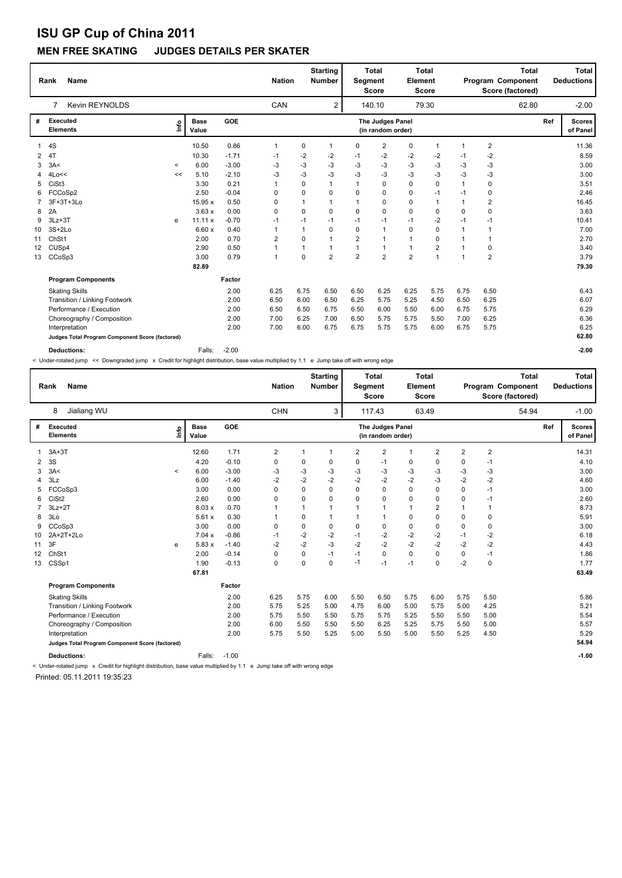# ISU GP Cup of China 2011

## MEN FREE SKATING JUDGES DETAILS PER SKATER

| Rank | Name | Nation | Starting Number | Total Segment Score | Total Element Score | Total Program Component Score (factored) | Total Deductions |
|---|---|---|---|---|---|---|---|
| 7 | Kevin REYNOLDS | CAN | 2 | 140.10 | 79.30 | 62.80 | -2.00 |

| # | Executed Elements | Info | Base Value | GOE | J1 | J2 | J3 | J4 | J5 | J6 | J7 | J8 | J9 | Ref | Scores of Panel |
|---|---|---|---|---|---|---|---|---|---|---|---|---|---|---|---|
| 1 | 4S | | 10.50 | 0.86 | 1 | 0 | 1 | 0 | 2 | 0 | 1 | 1 | 2 | | 11.36 |
| 2 | 4T | | 10.30 | -1.71 | -1 | -2 | -2 | -1 | -2 | -2 | -2 | -1 | -2 | | 8.59 |
| 3 | 3A< | < | 6.00 | -3.00 | -3 | -3 | -3 | -3 | -3 | -3 | -3 | -3 | -3 | | 3.00 |
| 4 | 4Lo<< | << | 5.10 | -2.10 | -3 | -3 | -3 | -3 | -3 | -3 | -3 | -3 | -3 | | 3.00 |
| 5 | CiSt3 | | 3.30 | 0.21 | 1 | 0 | 1 | 1 | 0 | 0 | 0 | 1 | 0 | | 3.51 |
| 6 | FCCoSp2 | | 2.50 | -0.04 | 0 | 0 | 0 | 0 | 0 | 0 | -1 | -1 | 0 | | 2.46 |
| 7 | 3F+3T+3Lo | | 15.95 x | 0.50 | 0 | 1 | 1 | 1 | 0 | 0 | 1 | 1 | 2 | | 16.45 |
| 8 | 2A | | 3.63 x | 0.00 | 0 | 0 | 0 | 0 | 0 | 0 | 0 | 0 | 0 | | 3.63 |
| 9 | 3Lz+3T | e | 11.11 x | -0.70 | -1 | -1 | -1 | -1 | -1 | -1 | -2 | -1 | -1 | | 10.41 |
| 10 | 3S+2Lo | | 6.60 x | 0.40 | 1 | 1 | 0 | 0 | 1 | 0 | 0 | 1 | 1 | | 7.00 |
| 11 | ChSt1 | | 2.00 | 0.70 | 2 | 0 | 1 | 2 | 1 | 1 | 0 | 1 | 1 | | 2.70 |
| 12 | CUSp4 | | 2.90 | 0.50 | 1 | 1 | 1 | 1 | 1 | 1 | 2 | 1 | 0 | | 3.40 |
| 13 | CCoSp3 | | 3.00 | 0.79 | 1 | 0 | 2 | 2 | 2 | 2 | 1 | 1 | 2 | | 3.79 |
| | | | 82.89 | | | | | | | | | | | | 79.30 |

| Program Components | Factor | J1 | J2 | J3 | J4 | J5 | J6 | J7 | J8 | J9 | Scores of Panel |
|---|---|---|---|---|---|---|---|---|---|---|---|
| Skating Skills | 2.00 | 6.25 | 6.75 | 6.50 | 6.50 | 6.25 | 6.25 | 5.75 | 6.75 | 6.50 | 6.43 |
| Transition / Linking Footwork | 2.00 | 6.50 | 6.00 | 6.50 | 6.25 | 5.75 | 5.25 | 4.50 | 6.50 | 6.25 | 6.07 |
| Performance / Execution | 2.00 | 6.50 | 6.50 | 6.75 | 6.50 | 6.00 | 5.50 | 6.00 | 6.75 | 5.75 | 6.29 |
| Choreography / Composition | 2.00 | 7.00 | 6.25 | 7.00 | 6.50 | 5.75 | 5.75 | 5.50 | 7.00 | 6.25 | 6.36 |
| Interpretation | 2.00 | 7.00 | 6.00 | 6.75 | 6.75 | 5.75 | 5.75 | 6.00 | 6.75 | 5.75 | 6.25 |
| Judges Total Program Component Score (factored) | | | | | | | | | | | 62.80 |

**Deductions:** Falls: -2.00 **-2.00**

< Under-rotated jump << Downgraded jump x Credit for highlight distribution, base value multiplied by 1.1 e Jump take off with wrong edge

| Rank | Name | Nation | Starting Number | Total Segment Score | Total Element Score | Total Program Component Score (factored) | Total Deductions |
|---|---|---|---|---|---|---|---|
| 8 | Jialiang WU | CHN | 3 | 117.43 | 63.49 | 54.94 | -1.00 |

| # | Executed Elements | Info | Base Value | GOE | J1 | J2 | J3 | J4 | J5 | J6 | J7 | J8 | J9 | Ref | Scores of Panel |
|---|---|---|---|---|---|---|---|---|---|---|---|---|---|---|---|
| 1 | 3A+3T | | 12.60 | 1.71 | 2 | 1 | 1 | 2 | 2 | 1 | 2 | 2 | 2 | | 14.31 |
| 2 | 3S | | 4.20 | -0.10 | 0 | 0 | 0 | 0 | -1 | 0 | 0 | 0 | -1 | | 4.10 |
| 3 | 3A< | < | 6.00 | -3.00 | -3 | -3 | -3 | -3 | -3 | -3 | -3 | -3 | -3 | | 3.00 |
| 4 | 3Lz | | 6.00 | -1.40 | -2 | -2 | -2 | -2 | -2 | -2 | -3 | -2 | -2 | | 4.60 |
| 5 | FCCoSp3 | | 3.00 | 0.00 | 0 | 0 | 0 | 0 | 0 | 0 | 0 | 0 | -1 | | 3.00 |
| 6 | CiSt2 | | 2.60 | 0.00 | 0 | 0 | 0 | 0 | 0 | 0 | 0 | 0 | -1 | | 2.60 |
| 7 | 3Lz+2T | | 8.03 x | 0.70 | 1 | 1 | 1 | 1 | 1 | 1 | 2 | 1 | 1 | | 8.73 |
| 8 | 3Lo | | 5.61 x | 0.30 | 1 | 0 | 1 | 1 | 1 | 0 | 0 | 0 | 0 | | 5.91 |
| 9 | CCoSp3 | | 3.00 | 0.00 | 0 | 0 | 0 | 0 | 0 | 0 | 0 | 0 | 0 | | 3.00 |
| 10 | 2A+2T+2Lo | | 7.04 x | -0.86 | -1 | -2 | -2 | -1 | -2 | -2 | -2 | -1 | -2 | | 6.18 |
| 11 | 3F | e | 5.83 x | -1.40 | -2 | -2 | -3 | -2 | -2 | -2 | -2 | -2 | -2 | | 4.43 |
| 12 | ChSt1 | | 2.00 | -0.14 | 0 | 0 | -1 | -1 | 0 | 0 | 0 | 0 | -1 | | 1.86 |
| 13 | CSSp1 | | 1.90 | -0.13 | 0 | 0 | 0 | -1 | -1 | -1 | 0 | -2 | 0 | | 1.77 |
| | | | 67.81 | | | | | | | | | | | | 63.49 |

| Program Components | Factor | J1 | J2 | J3 | J4 | J5 | J6 | J7 | J8 | J9 | Scores of Panel |
|---|---|---|---|---|---|---|---|---|---|---|---|
| Skating Skills | 2.00 | 6.25 | 5.75 | 6.00 | 5.50 | 6.50 | 5.75 | 6.00 | 5.75 | 5.50 | 5.86 |
| Transition / Linking Footwork | 2.00 | 5.75 | 5.25 | 5.00 | 4.75 | 6.00 | 5.00 | 5.75 | 5.00 | 4.25 | 5.21 |
| Performance / Execution | 2.00 | 5.75 | 5.50 | 5.50 | 5.75 | 5.75 | 5.25 | 5.50 | 5.50 | 5.00 | 5.54 |
| Choreography / Composition | 2.00 | 6.00 | 5.50 | 5.50 | 5.50 | 6.25 | 5.25 | 5.75 | 5.50 | 5.00 | 5.57 |
| Interpretation | 2.00 | 5.75 | 5.50 | 5.25 | 5.00 | 5.50 | 5.00 | 5.50 | 5.25 | 4.50 | 5.29 |
| Judges Total Program Component Score (factored) | | | | | | | | | | | 54.94 |

**Deductions:** Falls: -1.00 **-1.00**

< Under-rotated jump x Credit for highlight distribution, base value multiplied by 1.1 e Jump take off with wrong edge

Printed: 05.11.2011 19:35:23